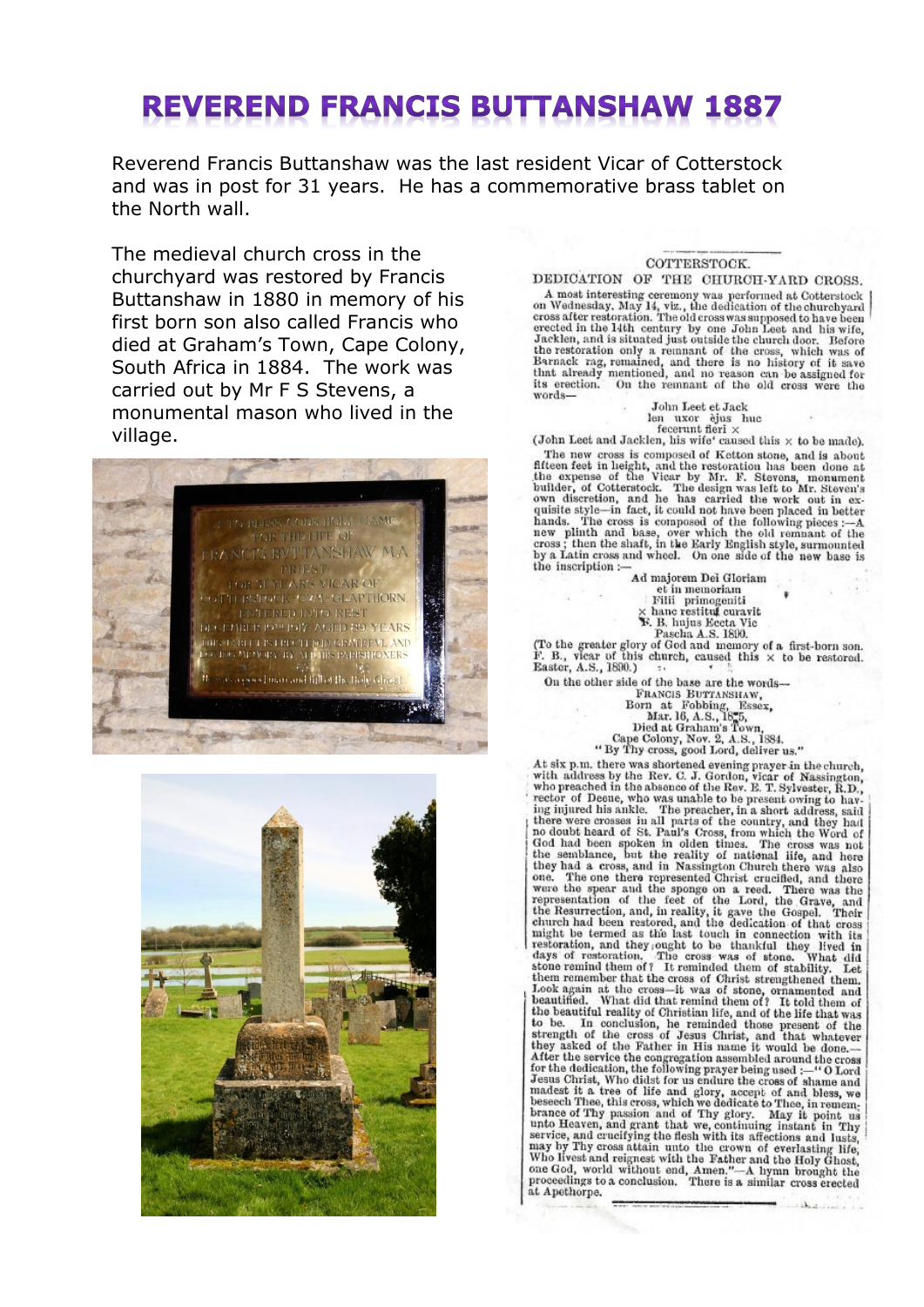# REVEREND FRANCIS BUTTANSHAW 1887

Reverend Francis Buttanshaw was the last resident Vicar of Cotterstock and was in post for 31 years. He has a commemorative brass tablet on the North wall.

The medieval church cross in the churchyard was restored by Francis Buttanshaw in 1880 in memory of his first born son also called Francis who died at Graham's Town, Cape Colony, South Africa in 1884. The work was carried out by Mr F S Stevens, a monumental mason who lived in the village.

COTTERSTOCK.

DEDICATION OF THE CHURCH-YARD CROSS.

A most interesting ceremony was performed at Cotterstock on Wednesday, May 14, viz., the dedication of the churchyard cross after restoration. The old cross was supposed to have been erected in the 14th century by one John Leet and his wife, Jacklen, and is situated just outside the church door. Before the restoration only a remnant of the cross, which was of Barnack rag, remained, and there is no history of it save that already mentioned, and no reason can be assigned for its erection. On the remnant of the old cross were the words—

John Leet et Jack
len uxor ejus huc
fecerunt fieri ×

(John Leet and Jacklen, his wife caused this × to be made).

The new cross is composed of Ketton stone, and is about fifteen feet in height, and the restoration has been done at the expense of the Vicar by Mr. F. Stevens, monument builder, of Cotterstock. The design was left to Mr. Steven's own discretion, and he has carried the work out in exquisite style—in fact, it could not have been placed in better hands. The cross is composed of the following pieces:—A new plinth and base, over which the old remnant of the cross; then the shaft, in the Early English style, surmounted by a Latin cross and wheel. On one side of the new base is the inscription:—

Ad majorem Dei Gloriam
et in memoriam
Filii primogeniti
× hanc restitui curavit
F. B. hujus Eccta Vic
Pascha A.S. 1890.

(To the greater glory of God and memory of a first-born son. F. B., vicar of this church, caused this × to be restored. Easter, A.S., 1890.)

On the other side of the base are the words—

FRANCIS BUTTANSHAW,
Born at Fobbing, Essex,
Mar. 16, A.S., 1855,
Died at Graham's Town,
Cape Colony, Nov. 2, A.S., 1884.
"By Thy cross, good Lord, deliver us."

At six p.m. there was shortened evening prayer in the church, with address by the Rev. C. J. Gordon, vicar of Nassington, who preached in the absence of the Rev. E. T. Sylvester, R.D., rector of Deene, who was unable to be present owing to having injured his ankle. The preacher, in a short address, said there were crosses in all parts of the country, and they had no doubt heard of St. Paul's Cross, from which the Word of God had been spoken in olden times. The cross was not the semblance, but the reality of national life, and here they had a cross, and in Nassington Church there was also one. The one there represented Christ crucified, and there were the spear and the sponge on a reed. There was the representation of the feet of the Lord, the Grave, and the Resurrection, and, in reality, it gave the Gospel. Their church had been restored, and the dedication of that cross might be termed as the last touch in connection with its restoration, and they ought to be thankful they lived in days of restoration. The cross was of stone. What did stone remind them of? It reminded them of stability. Let them remember that the cross of Christ strengthened them. Look again at the cross—it was of stone, ornamented and beautified. What did that remind them of? It told them of the beautiful reality of Christian life, and of the life that was to be. In conclusion, he reminded those present of the strength of the cross of Jesus Christ, and that whatever they asked of the Father in His name it would be done.—After the service the congregation assembled around the cross for the dedication, the following prayer being used:—"O Lord Jesus Christ, Who didst for us endure the cross of shame and madest it a tree of life and glory, accept of and bless, we beseech Thee, this cross, which we dedicate to Thee, in remembrance of Thy passion and of Thy glory. May it point us unto Heaven, and grant that we, continuing instant in Thy service, and crucifying the flesh with its affections and lusts, may by Thy cross attain unto the crown of everlasting life, Who livest and reignest with the Father and the Holy Ghost, one God, world without end, Amen."—A hymn brought the proceedings to a conclusion. There is a similar cross erected at Apethorpe.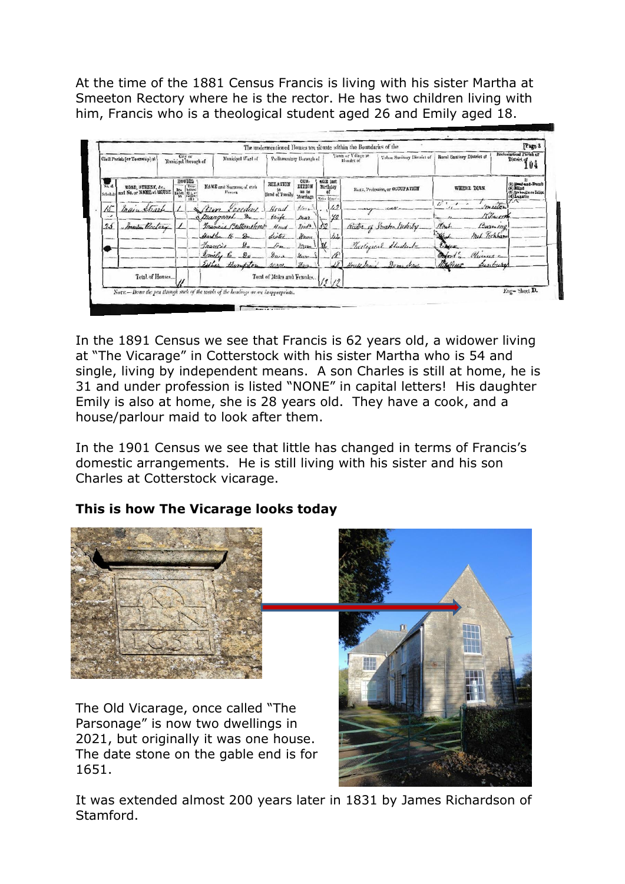At the time of the 1881 Census Francis is living with his sister Martha at Smeeton Rectory where he is the rector. He has two children living with him, Francis who is a theological student aged 26 and Emily aged 18.

In the 1891 Census we see that Francis is 62 years old, a widower living at "The Vicarage" in Cotterstock with his sister Martha who is 54 and single, living by independent means. A son Charles is still at home, he is 31 and under profession is listed "NONE" in capital letters! His daughter Emily is also at home, she is 28 years old. They have a cook, and a house/parlour maid to look after them.

In the 1901 Census we see that little has changed in terms of Francis's domestic arrangements. He is still living with his sister and his son Charles at Cotterstock vicarage.

**This is how The Vicarage looks today**

The Old Vicarage, once called "The Parsonage" is now two dwellings in 2021, but originally it was one house. The date stone on the gable end is for 1651.

It was extended almost 200 years later in 1831 by James Richardson of Stamford.